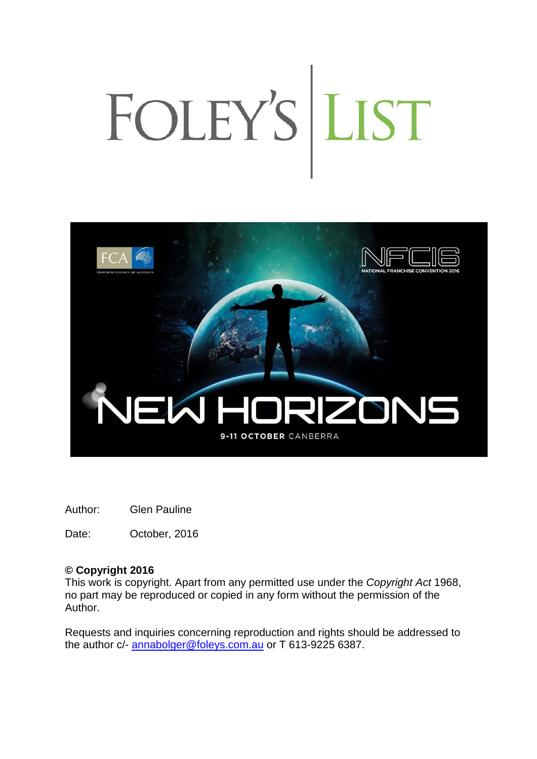# FOLEY'S LIST

NEW HORIZONS

9-11 OCTOBER CANBERRA

NFC16 NATIONAL FRANCHISE CONVENTION 2016

FCA FRANCHISE COUNCIL OF AUSTRALIA

Author: Glen Pauline

Date: October, 2016

**© Copyright 2016**
This work is copyright. Apart from any permitted use under the *Copyright Act* 1968, no part may be reproduced or copied in any form without the permission of the Author.

Requests and inquiries concerning reproduction and rights should be addressed to the author c/- annabolger@foleys.com.au or T 613-9225 6387.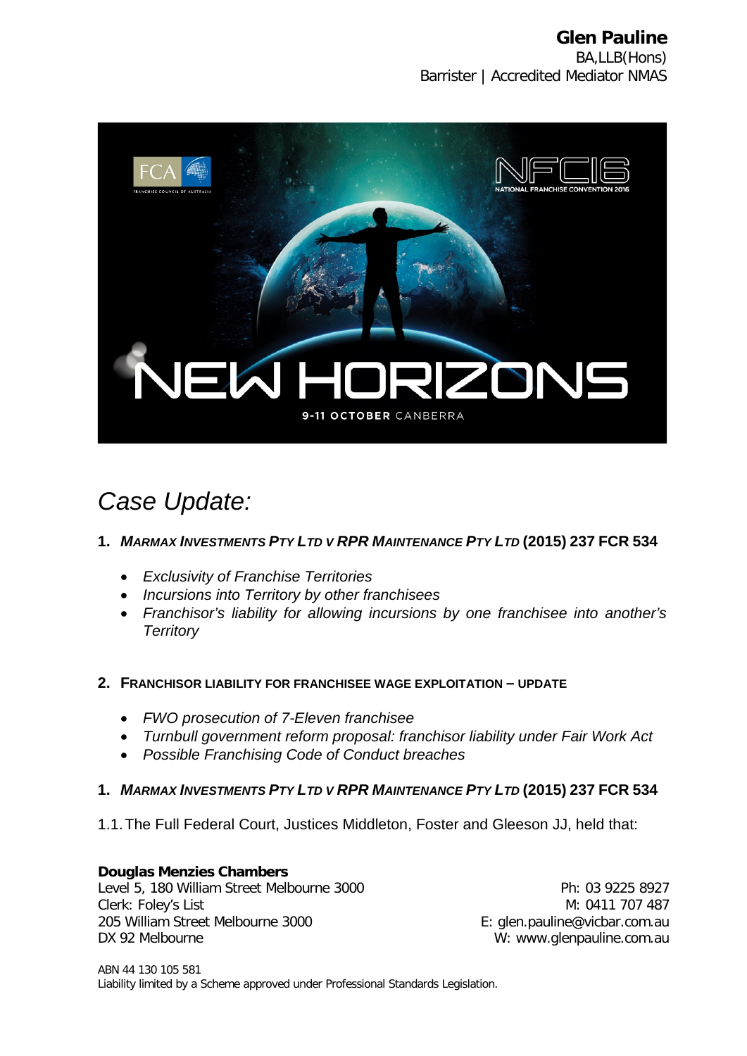**Glen Pauline**
BA,LLB(Hons)
Barrister | Accredited Mediator NMAS

# *Case Update:*

## 1. *MARMAX INVESTMENTS PTY LTD V RPR MAINTENANCE PTY LTD* (2015) 237 FCR 534

- *Exclusivity of Franchise Territories*
- *Incursions into Territory by other franchisees*
- *Franchisor's liability for allowing incursions by one franchisee into another's Territory*

## 2. FRANCHISOR LIABILITY FOR FRANCHISEE WAGE EXPLOITATION – UPDATE

- *FWO prosecution of 7-Eleven franchisee*
- *Turnbull government reform proposal: franchisor liability under Fair Work Act*
- *Possible Franchising Code of Conduct breaches*

## 1. *MARMAX INVESTMENTS PTY LTD V RPR MAINTENANCE PTY LTD* (2015) 237 FCR 534

1.1. The Full Federal Court, Justices Middleton, Foster and Gleeson JJ, held that:

**Douglas Menzies Chambers**
Level 5, 180 William Street Melbourne 3000
Clerk: Foley's List
205 William Street Melbourne 3000
DX 92 Melbourne

Ph: 03 9225 8927
M: 0411 707 487
E: glen.pauline@vicbar.com.au
W: www.glenpauline.com.au

ABN 44 130 105 581
Liability limited by a Scheme approved under Professional Standards Legislation.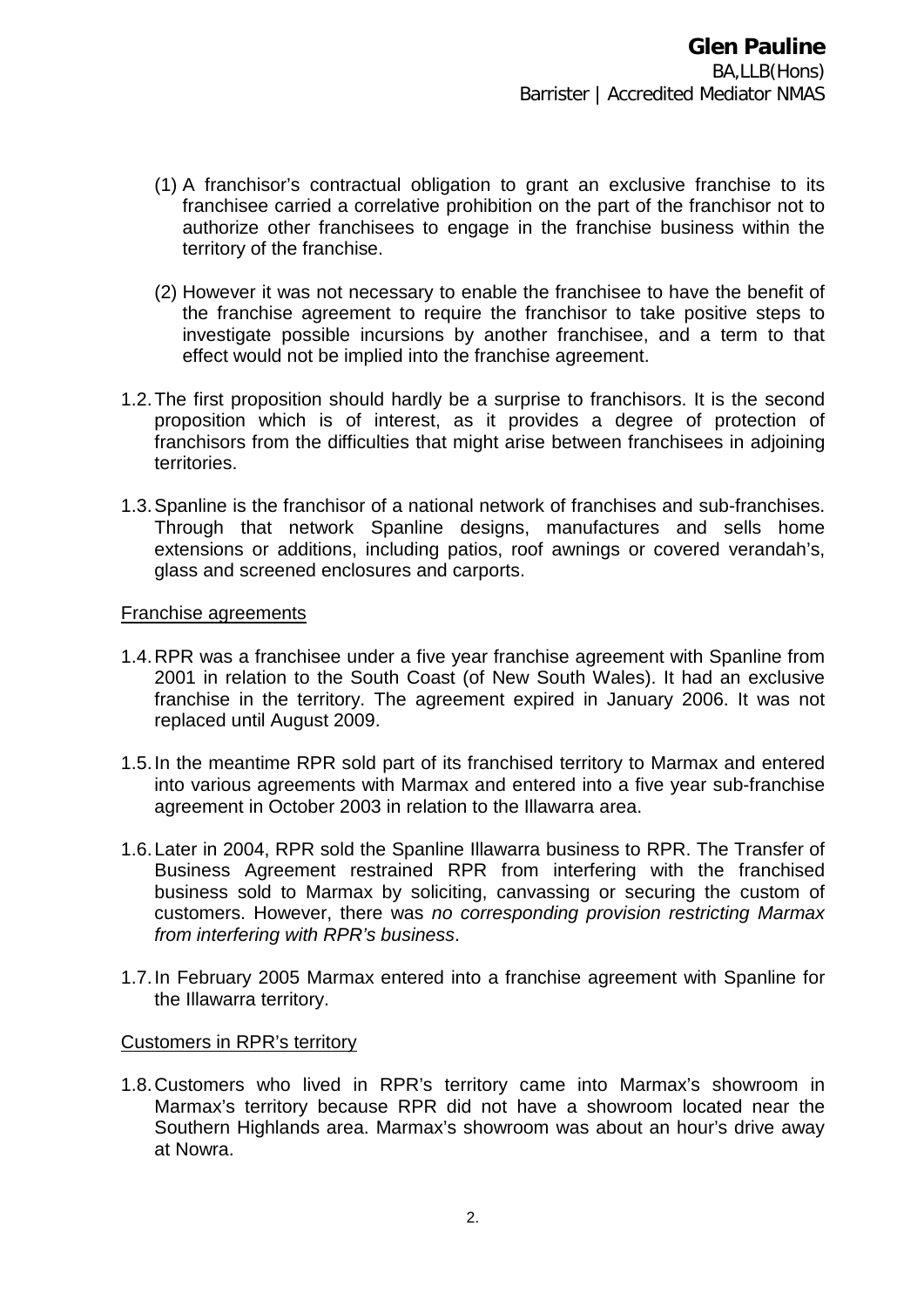(1) A franchisor's contractual obligation to grant an exclusive franchise to its franchisee carried a correlative prohibition on the part of the franchisor not to authorize other franchisees to engage in the franchise business within the territory of the franchise.

(2) However it was not necessary to enable the franchisee to have the benefit of the franchise agreement to require the franchisor to take positive steps to investigate possible incursions by another franchisee, and a term to that effect would not be implied into the franchise agreement.

1.2. The first proposition should hardly be a surprise to franchisors. It is the second proposition which is of interest, as it provides a degree of protection of franchisors from the difficulties that might arise between franchisees in adjoining territories.

1.3. Spanline is the franchisor of a national network of franchises and sub-franchises. Through that network Spanline designs, manufactures and sells home extensions or additions, including patios, roof awnings or covered verandah's, glass and screened enclosures and carports.

Franchise agreements

1.4. RPR was a franchisee under a five year franchise agreement with Spanline from 2001 in relation to the South Coast (of New South Wales). It had an exclusive franchise in the territory. The agreement expired in January 2006. It was not replaced until August 2009.

1.5. In the meantime RPR sold part of its franchised territory to Marmax and entered into various agreements with Marmax and entered into a five year sub-franchise agreement in October 2003 in relation to the Illawarra area.

1.6. Later in 2004, RPR sold the Spanline Illawarra business to RPR. The Transfer of Business Agreement restrained RPR from interfering with the franchised business sold to Marmax by soliciting, canvassing or securing the custom of customers. However, there was *no corresponding provision restricting Marmax from interfering with RPR's business*.

1.7. In February 2005 Marmax entered into a franchise agreement with Spanline for the Illawarra territory.

Customers in RPR's territory

1.8. Customers who lived in RPR's territory came into Marmax's showroom in Marmax's territory because RPR did not have a showroom located near the Southern Highlands area. Marmax's showroom was about an hour's drive away at Nowra.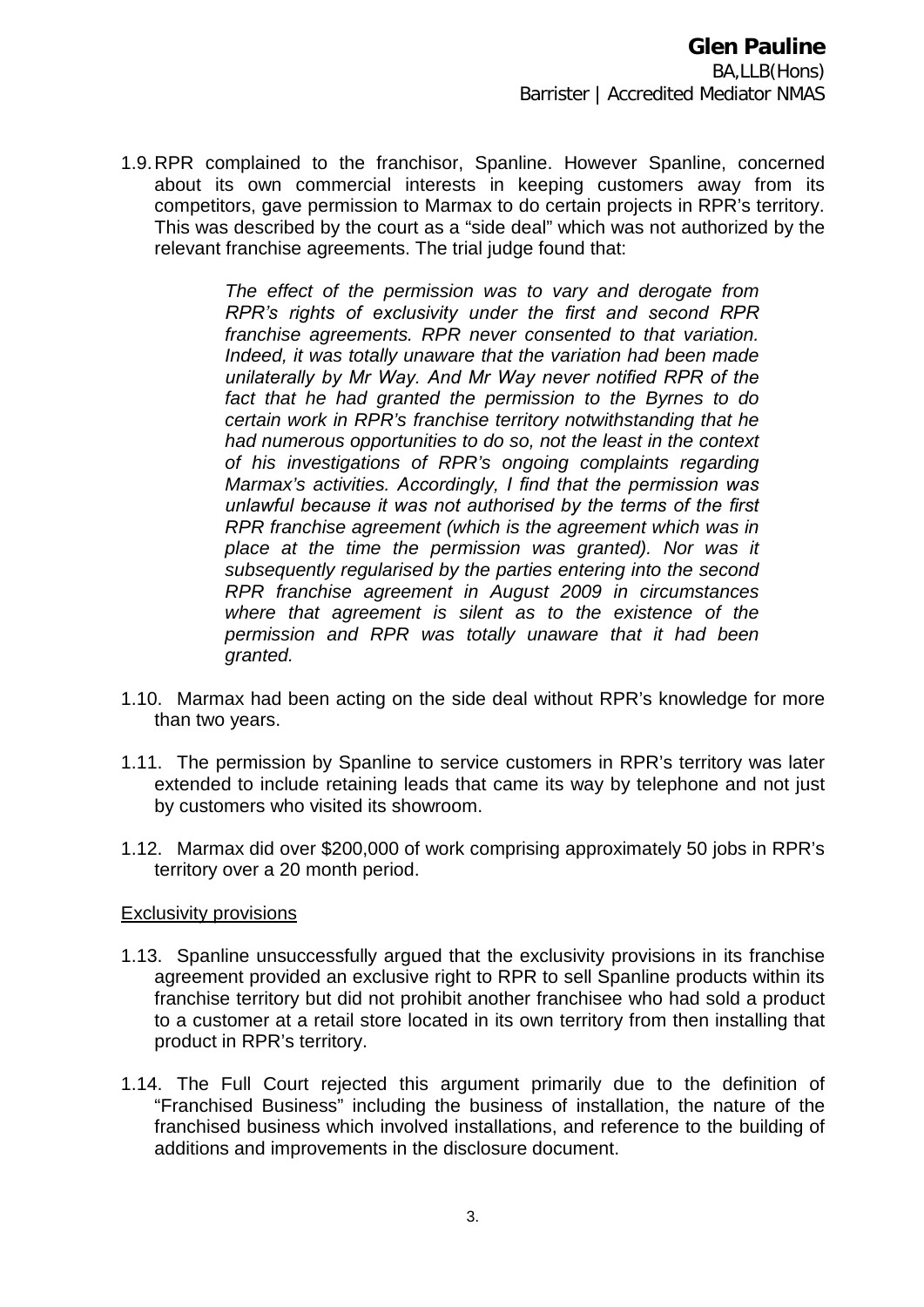1.9. RPR complained to the franchisor, Spanline. However Spanline, concerned about its own commercial interests in keeping customers away from its competitors, gave permission to Marmax to do certain projects in RPR's territory. This was described by the court as a "side deal" which was not authorized by the relevant franchise agreements. The trial judge found that:

> *The effect of the permission was to vary and derogate from RPR's rights of exclusivity under the first and second RPR franchise agreements. RPR never consented to that variation. Indeed, it was totally unaware that the variation had been made unilaterally by Mr Way. And Mr Way never notified RPR of the fact that he had granted the permission to the Byrnes to do certain work in RPR's franchise territory notwithstanding that he had numerous opportunities to do so, not the least in the context of his investigations of RPR's ongoing complaints regarding Marmax's activities. Accordingly, I find that the permission was unlawful because it was not authorised by the terms of the first RPR franchise agreement (which is the agreement which was in place at the time the permission was granted). Nor was it subsequently regularised by the parties entering into the second RPR franchise agreement in August 2009 in circumstances where that agreement is silent as to the existence of the permission and RPR was totally unaware that it had been granted.*

1.10. Marmax had been acting on the side deal without RPR's knowledge for more than two years.

1.11. The permission by Spanline to service customers in RPR's territory was later extended to include retaining leads that came its way by telephone and not just by customers who visited its showroom.

1.12. Marmax did over $200,000 of work comprising approximately 50 jobs in RPR's territory over a 20 month period.

<u>Exclusivity provisions</u>

1.13. Spanline unsuccessfully argued that the exclusivity provisions in its franchise agreement provided an exclusive right to RPR to sell Spanline products within its franchise territory but did not prohibit another franchisee who had sold a product to a customer at a retail store located in its own territory from then installing that product in RPR's territory.

1.14. The Full Court rejected this argument primarily due to the definition of "Franchised Business" including the business of installation, the nature of the franchised business which involved installations, and reference to the building of additions and improvements in the disclosure document.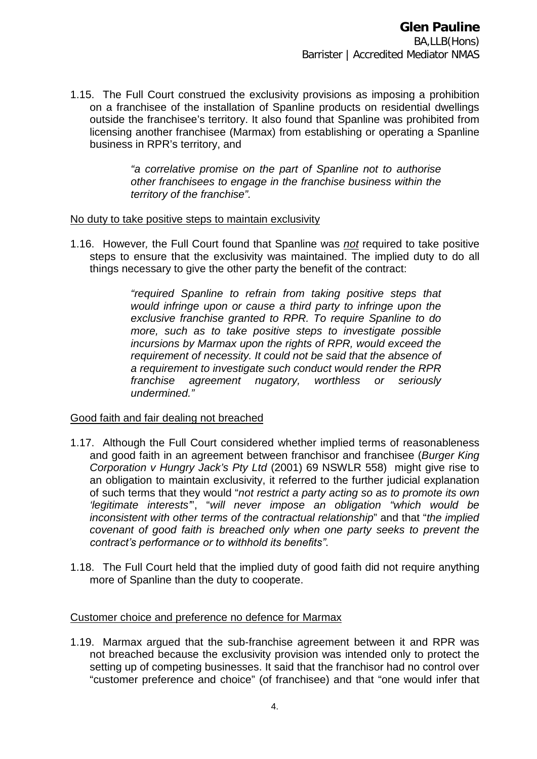1.15. The Full Court construed the exclusivity provisions as imposing a prohibition on a franchisee of the installation of Spanline products on residential dwellings outside the franchisee's territory. It also found that Spanline was prohibited from licensing another franchisee (Marmax) from establishing or operating a Spanline business in RPR's territory, and

> *"a correlative promise on the part of Spanline not to authorise other franchisees to engage in the franchise business within the territory of the franchise".*

<u>No duty to take positive steps to maintain exclusivity</u>

1.16. However, the Full Court found that Spanline was ***not*** required to take positive steps to ensure that the exclusivity was maintained. The implied duty to do all things necessary to give the other party the benefit of the contract:

> *"required Spanline to refrain from taking positive steps that would infringe upon or cause a third party to infringe upon the exclusive franchise granted to RPR. To require Spanline to do more, such as to take positive steps to investigate possible incursions by Marmax upon the rights of RPR, would exceed the requirement of necessity. It could not be said that the absence of a requirement to investigate such conduct would render the RPR franchise agreement nugatory, worthless or seriously undermined."*

<u>Good faith and fair dealing not breached</u>

1.17. Although the Full Court considered whether implied terms of reasonableness and good faith in an agreement between franchisor and franchisee (*Burger King Corporation v Hungry Jack's Pty Ltd* (2001) 69 NSWLR 558) might give rise to an obligation to maintain exclusivity, it referred to the further judicial explanation of such terms that they would "*not restrict a party acting so as to promote its own 'legitimate interests'*", "*will never impose an obligation "which would be inconsistent with other terms of the contractual relationship*" and that "*the implied covenant of good faith is breached only when one party seeks to prevent the contract's performance or to withhold its benefits"*.

1.18. The Full Court held that the implied duty of good faith did not require anything more of Spanline than the duty to cooperate.

<u>Customer choice and preference no defence for Marmax</u>

1.19. Marmax argued that the sub-franchise agreement between it and RPR was not breached because the exclusivity provision was intended only to protect the setting up of competing businesses. It said that the franchisor had no control over "customer preference and choice" (of franchisee) and that "one would infer that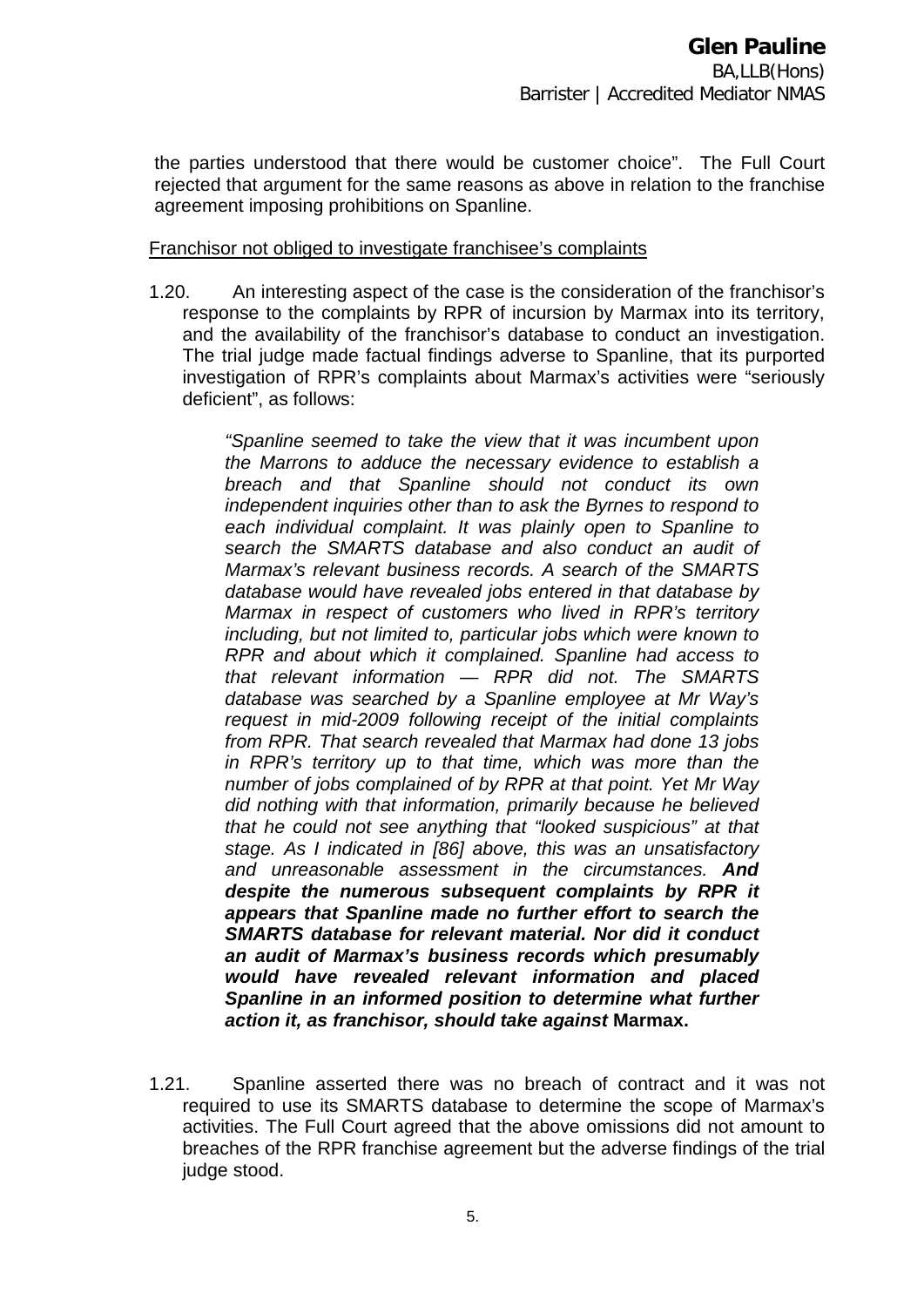the parties understood that there would be customer choice". The Full Court rejected that argument for the same reasons as above in relation to the franchise agreement imposing prohibitions on Spanline.

Franchisor not obliged to investigate franchisee's complaints

1.20. An interesting aspect of the case is the consideration of the franchisor's response to the complaints by RPR of incursion by Marmax into its territory, and the availability of the franchisor's database to conduct an investigation. The trial judge made factual findings adverse to Spanline, that its purported investigation of RPR's complaints about Marmax's activities were "seriously deficient", as follows:

> *"Spanline seemed to take the view that it was incumbent upon the Marrons to adduce the necessary evidence to establish a breach and that Spanline should not conduct its own independent inquiries other than to ask the Byrnes to respond to each individual complaint. It was plainly open to Spanline to search the SMARTS database and also conduct an audit of Marmax's relevant business records. A search of the SMARTS database would have revealed jobs entered in that database by Marmax in respect of customers who lived in RPR's territory including, but not limited to, particular jobs which were known to RPR and about which it complained. Spanline had access to that relevant information — RPR did not. The SMARTS database was searched by a Spanline employee at Mr Way's request in mid-2009 following receipt of the initial complaints from RPR. That search revealed that Marmax had done 13 jobs in RPR's territory up to that time, which was more than the number of jobs complained of by RPR at that point. Yet Mr Way did nothing with that information, primarily because he believed that he could not see anything that "looked suspicious" at that stage. As I indicated in [86] above, this was an unsatisfactory and unreasonable assessment in the circumstances.* ***And despite the numerous subsequent complaints by RPR it appears that Spanline made no further effort to search the SMARTS database for relevant material. Nor did it conduct an audit of Marmax's business records which presumably would have revealed relevant information and placed Spanline in an informed position to determine what further action it, as franchisor, should take against*** **Marmax.**

1.21. Spanline asserted there was no breach of contract and it was not required to use its SMARTS database to determine the scope of Marmax's activities. The Full Court agreed that the above omissions did not amount to breaches of the RPR franchise agreement but the adverse findings of the trial judge stood.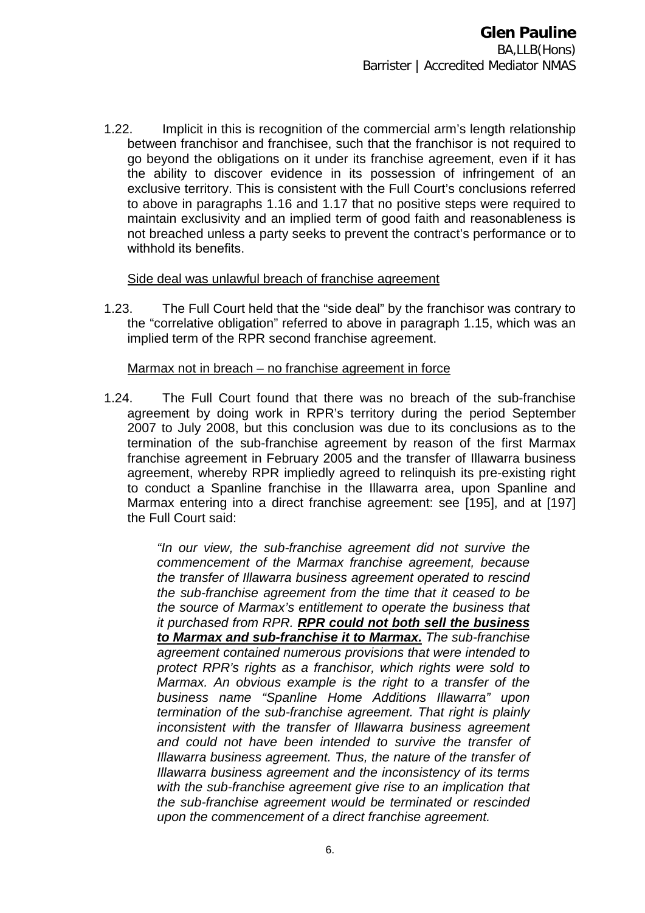1.22. Implicit in this is recognition of the commercial arm's length relationship between franchisor and franchisee, such that the franchisor is not required to go beyond the obligations on it under its franchise agreement, even if it has the ability to discover evidence in its possession of infringement of an exclusive territory. This is consistent with the Full Court's conclusions referred to above in paragraphs 1.16 and 1.17 that no positive steps were required to maintain exclusivity and an implied term of good faith and reasonableness is not breached unless a party seeks to prevent the contract's performance or to withhold its benefits.

<u>Side deal was unlawful breach of franchise agreement</u>

1.23. The Full Court held that the "side deal" by the franchisor was contrary to the "correlative obligation" referred to above in paragraph 1.15, which was an implied term of the RPR second franchise agreement.

<u>Marmax not in breach – no franchise agreement in force</u>

1.24. The Full Court found that there was no breach of the sub-franchise agreement by doing work in RPR's territory during the period September 2007 to July 2008, but this conclusion was due to its conclusions as to the termination of the sub-franchise agreement by reason of the first Marmax franchise agreement in February 2005 and the transfer of Illawarra business agreement, whereby RPR impliedly agreed to relinquish its pre-existing right to conduct a Spanline franchise in the Illawarra area, upon Spanline and Marmax entering into a direct franchise agreement: see [195], and at [197] the Full Court said:

> *"In our view, the sub-franchise agreement did not survive the commencement of the Marmax franchise agreement, because the transfer of Illawarra business agreement operated to rescind the sub-franchise agreement from the time that it ceased to be the source of Marmax's entitlement to operate the business that it purchased from RPR.* ***<u>RPR could not both sell the business to Marmax and sub-franchise it to Marmax.</u>*** *The sub-franchise agreement contained numerous provisions that were intended to protect RPR's rights as a franchisor, which rights were sold to Marmax. An obvious example is the right to a transfer of the business name "Spanline Home Additions Illawarra" upon termination of the sub-franchise agreement. That right is plainly inconsistent with the transfer of Illawarra business agreement and could not have been intended to survive the transfer of Illawarra business agreement. Thus, the nature of the transfer of Illawarra business agreement and the inconsistency of its terms with the sub-franchise agreement give rise to an implication that the sub-franchise agreement would be terminated or rescinded upon the commencement of a direct franchise agreement.*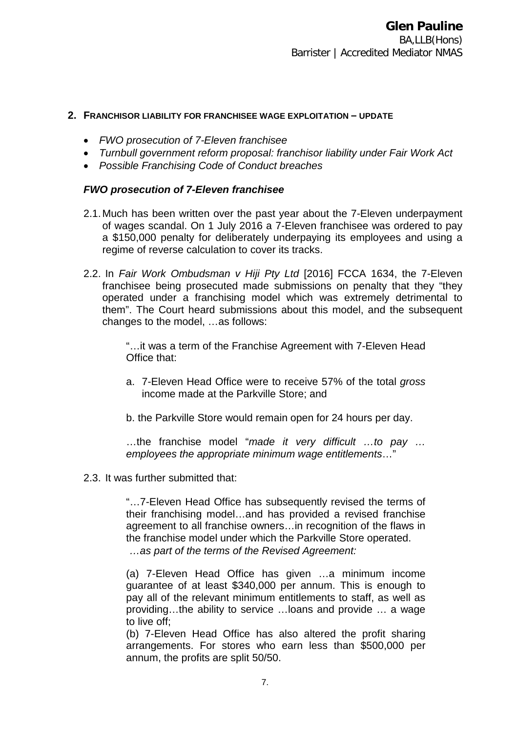## 2. FRANCHISOR LIABILITY FOR FRANCHISEE WAGE EXPLOITATION – UPDATE

- *FWO prosecution of 7-Eleven franchisee*
- *Turnbull government reform proposal: franchisor liability under Fair Work Act*
- *Possible Franchising Code of Conduct breaches*

### *FWO prosecution of 7-Eleven franchisee*

2.1. Much has been written over the past year about the 7-Eleven underpayment of wages scandal. On 1 July 2016 a 7-Eleven franchisee was ordered to pay a $150,000 penalty for deliberately underpaying its employees and using a regime of reverse calculation to cover its tracks.

2.2. In *Fair Work Ombudsman v Hiji Pty Ltd* [2016] FCCA 1634, the 7-Eleven franchisee being prosecuted made submissions on penalty that they "they operated under a franchising model which was extremely detrimental to them". The Court heard submissions about this model, and the subsequent changes to the model, …as follows:

> "…it was a term of the Franchise Agreement with 7-Eleven Head Office that:
>
> a. 7-Eleven Head Office were to receive 57% of the total *gross* income made at the Parkville Store; and
>
> b. the Parkville Store would remain open for 24 hours per day.
>
> …the franchise model "*made it very difficult …to pay … employees the appropriate minimum wage entitlements*…"

2.3. It was further submitted that:

> "…7-Eleven Head Office has subsequently revised the terms of their franchising model…and has provided a revised franchise agreement to all franchise owners…in recognition of the flaws in the franchise model under which the Parkville Store operated.
> *…as part of the terms of the Revised Agreement:*
>
> (a) 7-Eleven Head Office has given …a minimum income guarantee of at least $340,000 per annum. This is enough to pay all of the relevant minimum entitlements to staff, as well as providing…the ability to service …loans and provide … a wage to live off;
>
> (b) 7-Eleven Head Office has also altered the profit sharing arrangements. For stores who earn less than $500,000 per annum, the profits are split 50/50.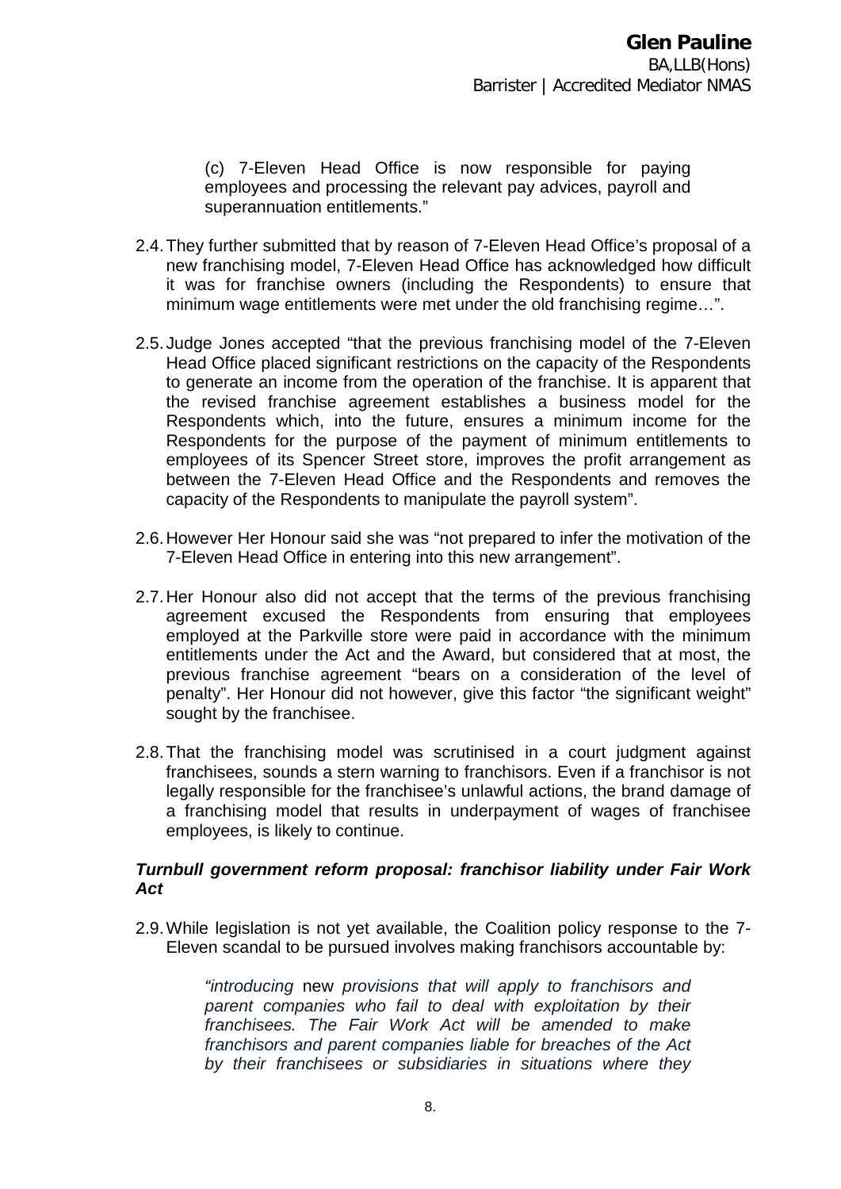(c) 7-Eleven Head Office is now responsible for paying employees and processing the relevant pay advices, payroll and superannuation entitlements."

2.4. They further submitted that by reason of 7-Eleven Head Office's proposal of a new franchising model, 7-Eleven Head Office has acknowledged how difficult it was for franchise owners (including the Respondents) to ensure that minimum wage entitlements were met under the old franchising regime…".

2.5. Judge Jones accepted "that the previous franchising model of the 7-Eleven Head Office placed significant restrictions on the capacity of the Respondents to generate an income from the operation of the franchise. It is apparent that the revised franchise agreement establishes a business model for the Respondents which, into the future, ensures a minimum income for the Respondents for the purpose of the payment of minimum entitlements to employees of its Spencer Street store, improves the profit arrangement as between the 7-Eleven Head Office and the Respondents and removes the capacity of the Respondents to manipulate the payroll system".

2.6. However Her Honour said she was "not prepared to infer the motivation of the 7-Eleven Head Office in entering into this new arrangement".

2.7. Her Honour also did not accept that the terms of the previous franchising agreement excused the Respondents from ensuring that employees employed at the Parkville store were paid in accordance with the minimum entitlements under the Act and the Award, but considered that at most, the previous franchise agreement "bears on a consideration of the level of penalty". Her Honour did not however, give this factor "the significant weight" sought by the franchisee.

2.8. That the franchising model was scrutinised in a court judgment against franchisees, sounds a stern warning to franchisors. Even if a franchisor is not legally responsible for the franchisee's unlawful actions, the brand damage of a franchising model that results in underpayment of wages of franchisee employees, is likely to continue.

***Turnbull government reform proposal: franchisor liability under Fair Work Act***

2.9. While legislation is not yet available, the Coalition policy response to the 7-Eleven scandal to be pursued involves making franchisors accountable by:

> *"introducing* new *provisions that will apply to franchisors and parent companies who fail to deal with exploitation by their franchisees. The Fair Work Act will be amended to make franchisors and parent companies liable for breaches of the Act by their franchisees or subsidiaries in situations where they*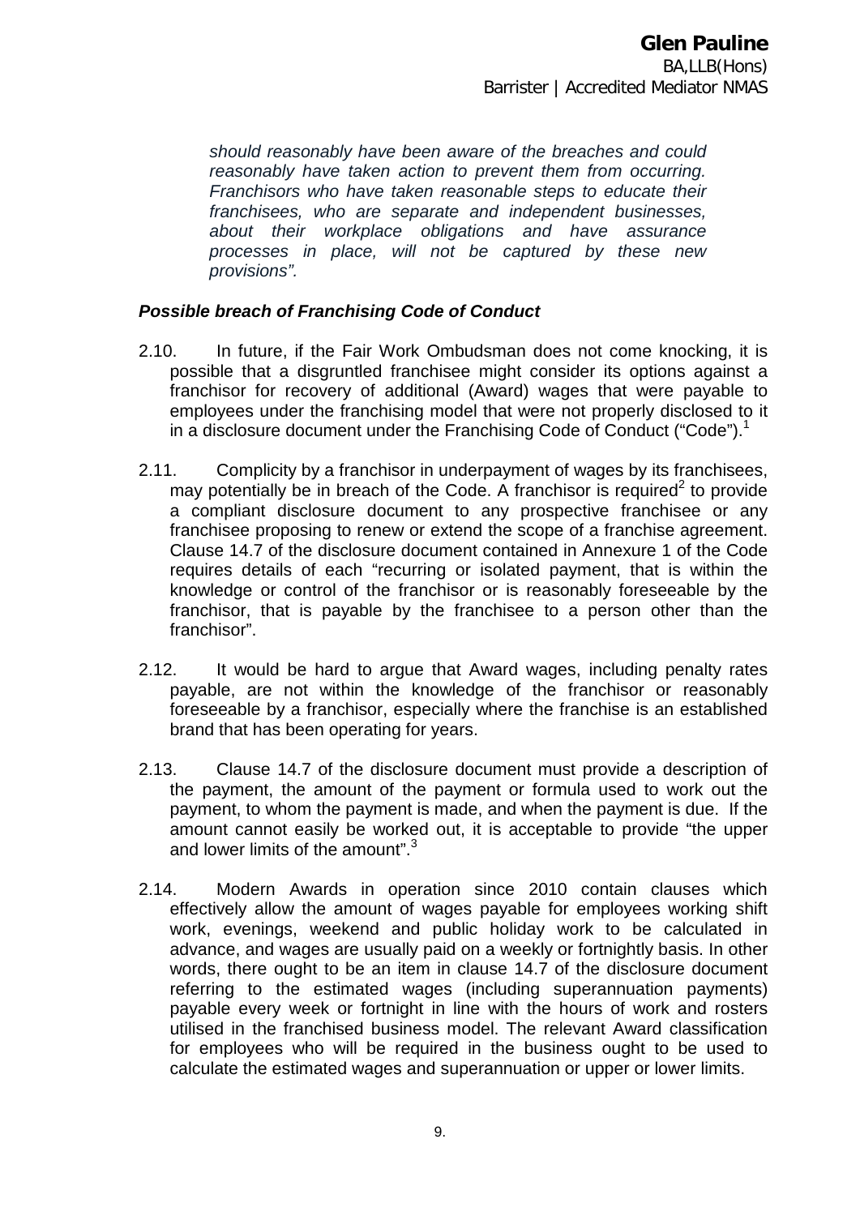*should reasonably have been aware of the breaches and could reasonably have taken action to prevent them from occurring. Franchisors who have taken reasonable steps to educate their franchisees, who are separate and independent businesses, about their workplace obligations and have assurance processes in place, will not be captured by these new provisions".*

***Possible breach of Franchising Code of Conduct***

2.10. In future, if the Fair Work Ombudsman does not come knocking, it is possible that a disgruntled franchisee might consider its options against a franchisor for recovery of additional (Award) wages that were payable to employees under the franchising model that were not properly disclosed to it in a disclosure document under the Franchising Code of Conduct ("Code").[1]

2.11. Complicity by a franchisor in underpayment of wages by its franchisees, may potentially be in breach of the Code. A franchisor is required[2] to provide a compliant disclosure document to any prospective franchisee or any franchisee proposing to renew or extend the scope of a franchise agreement. Clause 14.7 of the disclosure document contained in Annexure 1 of the Code requires details of each "recurring or isolated payment, that is within the knowledge or control of the franchisor or is reasonably foreseeable by the franchisor, that is payable by the franchisee to a person other than the franchisor".

2.12. It would be hard to argue that Award wages, including penalty rates payable, are not within the knowledge of the franchisor or reasonably foreseeable by a franchisor, especially where the franchise is an established brand that has been operating for years.

2.13. Clause 14.7 of the disclosure document must provide a description of the payment, the amount of the payment or formula used to work out the payment, to whom the payment is made, and when the payment is due. If the amount cannot easily be worked out, it is acceptable to provide "the upper and lower limits of the amount".[3]

2.14. Modern Awards in operation since 2010 contain clauses which effectively allow the amount of wages payable for employees working shift work, evenings, weekend and public holiday work to be calculated in advance, and wages are usually paid on a weekly or fortnightly basis. In other words, there ought to be an item in clause 14.7 of the disclosure document referring to the estimated wages (including superannuation payments) payable every week or fortnight in line with the hours of work and rosters utilised in the franchised business model. The relevant Award classification for employees who will be required in the business ought to be used to calculate the estimated wages and superannuation or upper or lower limits.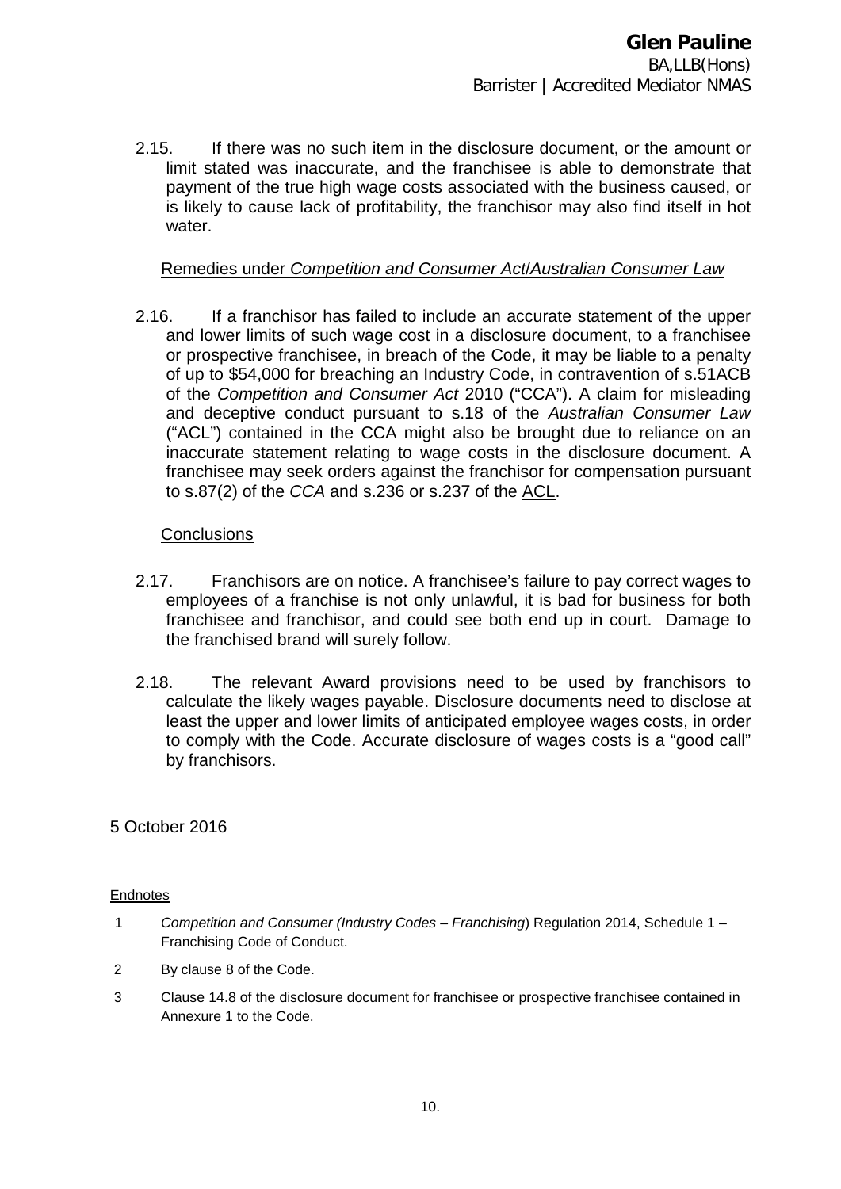2.15. If there was no such item in the disclosure document, or the amount or limit stated was inaccurate, and the franchisee is able to demonstrate that payment of the true high wage costs associated with the business caused, or is likely to cause lack of profitability, the franchisor may also find itself in hot water.

<u>Remedies under *Competition and Consumer Act*/*Australian Consumer Law*</u>

2.16. If a franchisor has failed to include an accurate statement of the upper and lower limits of such wage cost in a disclosure document, to a franchisee or prospective franchisee, in breach of the Code, it may be liable to a penalty of up to $54,000 for breaching an Industry Code, in contravention of s.51ACB of the *Competition and Consumer Act* 2010 ("CCA"). A claim for misleading and deceptive conduct pursuant to s.18 of the *Australian Consumer Law* ("ACL") contained in the CCA might also be brought due to reliance on an inaccurate statement relating to wage costs in the disclosure document. A franchisee may seek orders against the franchisor for compensation pursuant to s.87(2) of the *CCA* and s.236 or s.237 of the <u>ACL</u>.

<u>Conclusions</u>

2.17. Franchisors are on notice. A franchisee's failure to pay correct wages to employees of a franchise is not only unlawful, it is bad for business for both franchisee and franchisor, and could see both end up in court. Damage to the franchised brand will surely follow.

2.18. The relevant Award provisions need to be used by franchisors to calculate the likely wages payable. Disclosure documents need to disclose at least the upper and lower limits of anticipated employee wages costs, in order to comply with the Code. Accurate disclosure of wages costs is a "good call" by franchisors.

5 October 2016

<u>Endnotes</u>

1. *Competition and Consumer (Industry Codes – Franchising*) Regulation 2014, Schedule 1 – Franchising Code of Conduct.
2. By clause 8 of the Code.
3. Clause 14.8 of the disclosure document for franchisee or prospective franchisee contained in Annexure 1 to the Code.